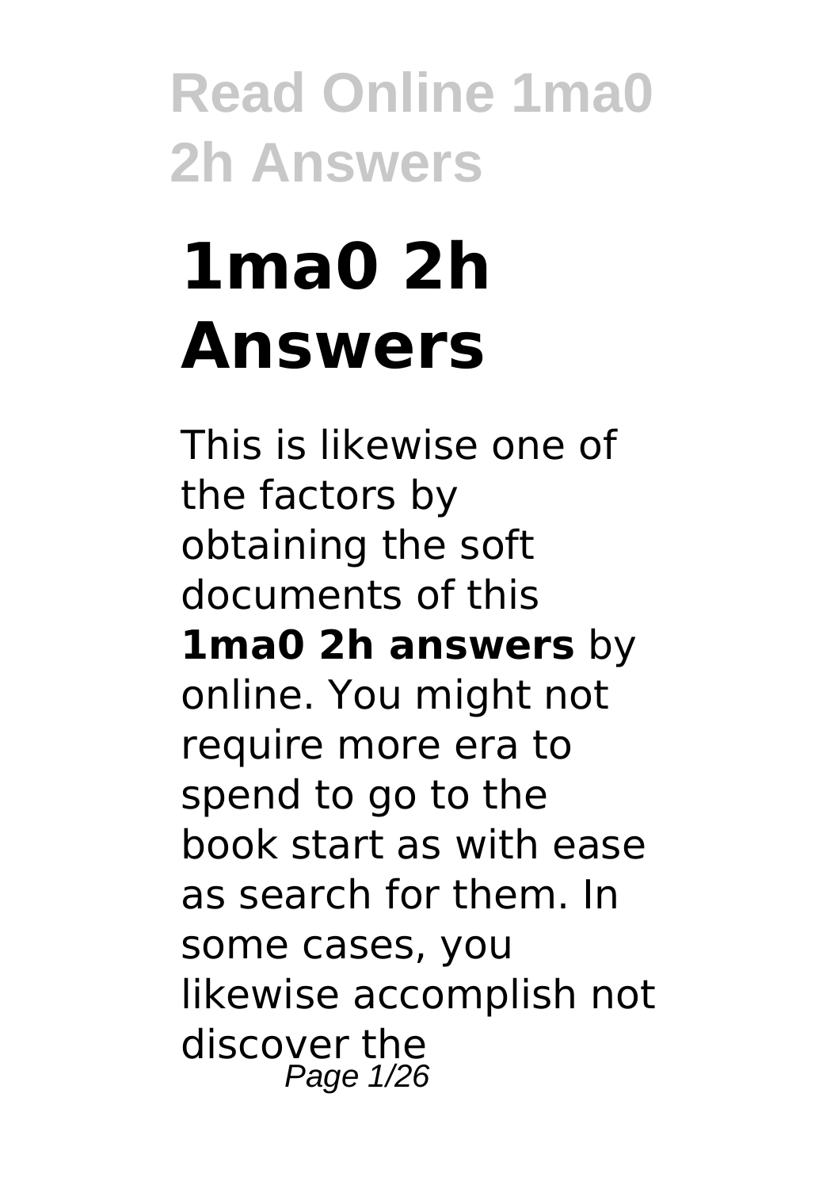# 1ma0 2h Answers

This is likewise one of the factors by obtaining the soft documents of this **1ma0 2h answers** by online. You might not require more era to spend to go to the book start as with ease as search for them. In some cases, you likewise accomplish not discover the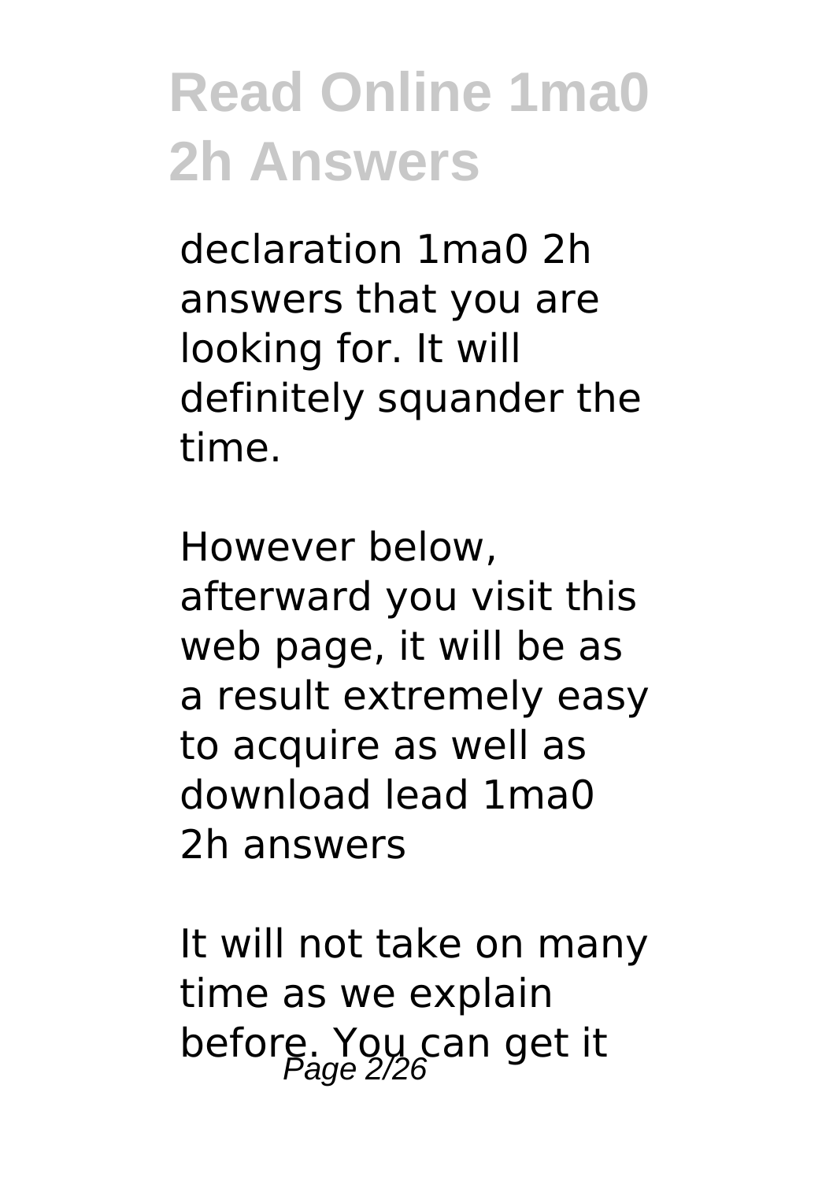declaration 1ma0 2h answers that you are looking for. It will definitely squander the time.

However below, afterward you visit this web page, it will be as a result extremely easy to acquire as well as download lead 1ma0 2h answers

It will not take on many time as we explain before. You can get it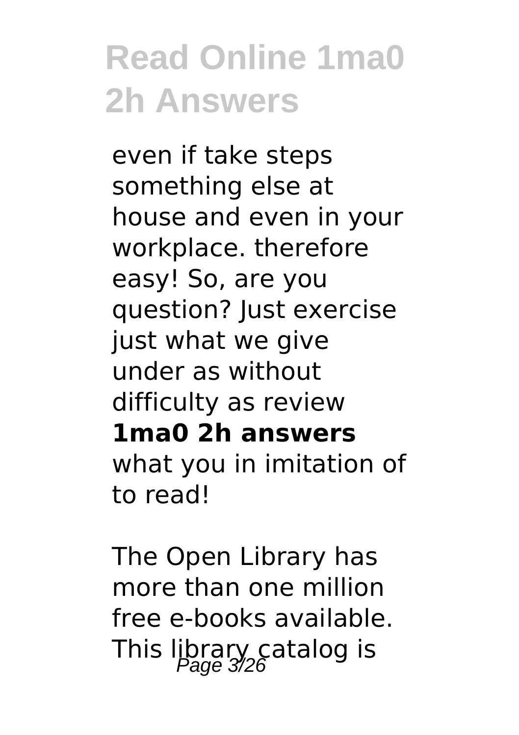even if take steps something else at house and even in your workplace. therefore easy! So, are you question? Just exercise just what we give under as without difficulty as review **1ma0 2h answers** what you in imitation of to read!

The Open Library has more than one million free e-books available. This library catalog is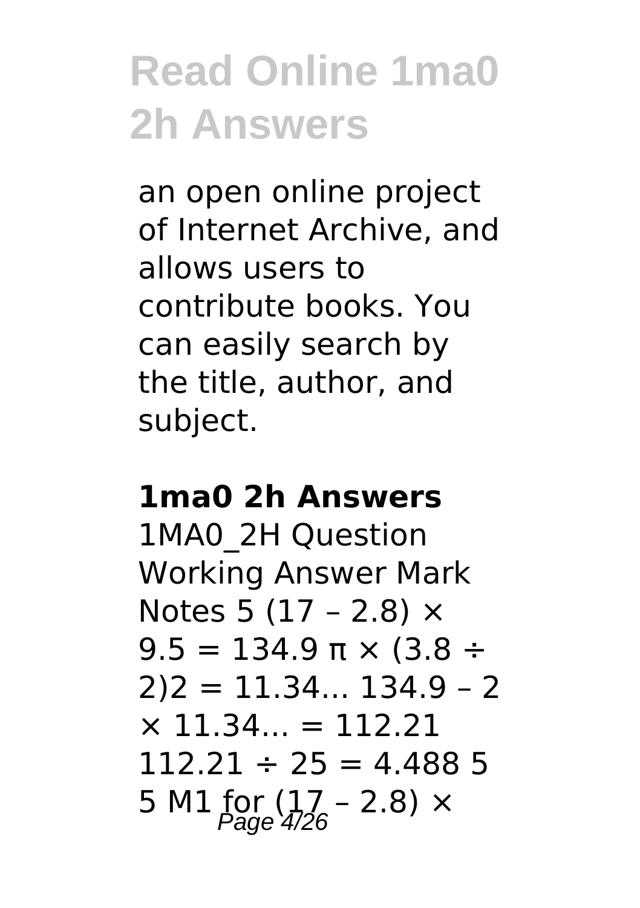# Read Online 1ma0 2h Answers

an open online project of Internet Archive, and allows users to contribute books. You can easily search by the title, author, and subject.

**1ma0 2h Answers**

1MA0_2H Question Working Answer Mark Notes 5 $(17 – 2.8) \times 9.5 = 134.9$ $\pi \times (3.8 \div 2)^2 = 11.34...$ $134.9 – 2 \times 11.34... = 112.21$ $112.21 \div 25 = 4.488$ 5 5 M1 for $(17 – 2.8) \times$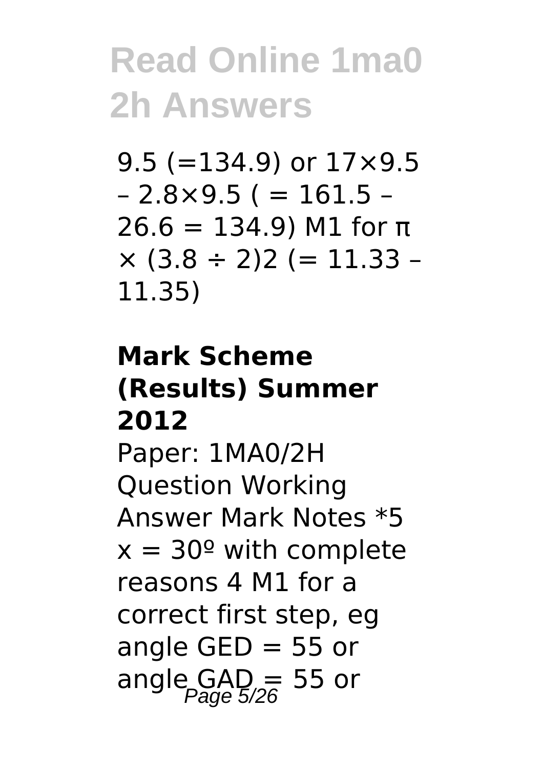9.5 (=134.9) or 17×9.5 – 2.8×9.5 ( = 161.5 – 26.6 = 134.9) M1 for π × (3.8 ÷ 2)2 (= 11.33 – 11.35)

## Mark Scheme (Results) Summer 2012

Paper: 1MA0/2H Question Working Answer Mark Notes *5 $x = 30º$ with complete reasons 4 M1 for a correct first step, eg angle GED = 55 or angle GAD = 55 or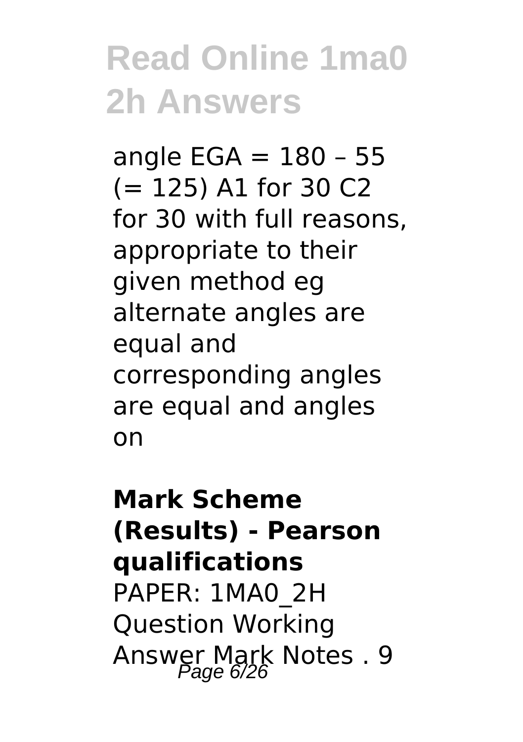# Read Online 1ma0 2h Answers

angle EGA = 180 – 55 (= 125) A1 for 30 C2 for 30 with full reasons, appropriate to their given method eg alternate angles are equal and corresponding angles are equal and angles on

**Mark Scheme (Results) - Pearson qualifications**

PAPER: 1MA0_2H Question Working Answer Mark Notes . 9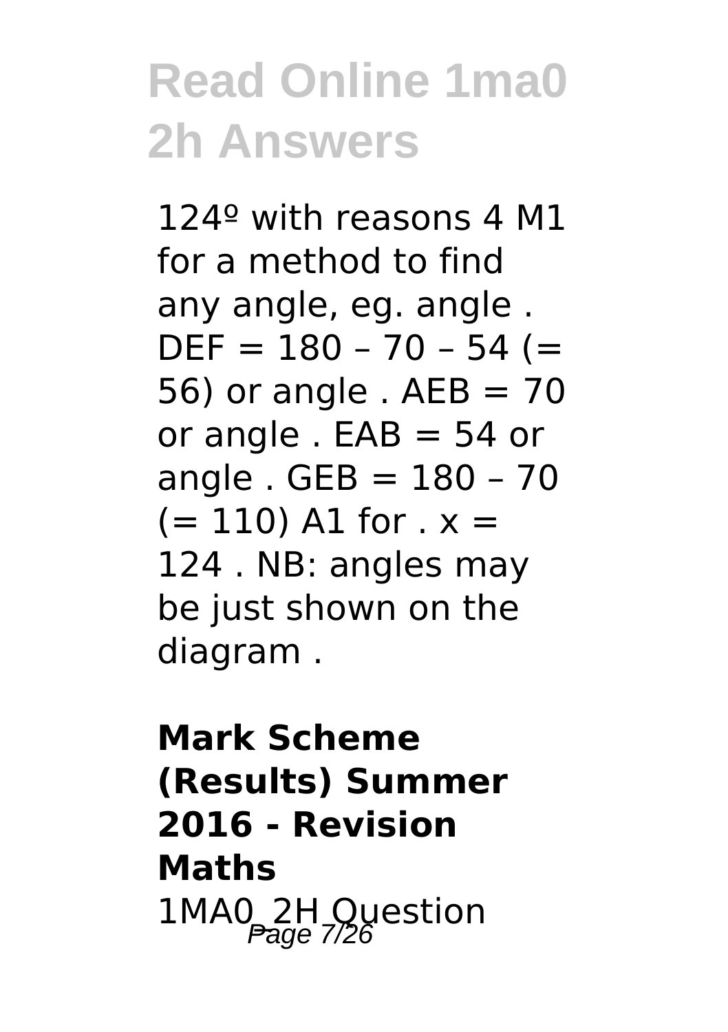# Read Online 1ma0 2h Answers

124º with reasons 4 M1 for a method to find any angle, eg. angle . DEF = 180 – 70 – 54 (= 56) or angle . AEB = 70 or angle . EAB = 54 or angle . GEB = 180 – 70 (= 110) A1 for . x = 124 . NB: angles may be just shown on the diagram .

**Mark Scheme (Results) Summer 2016 - Revision Maths**

1MA0_2H Question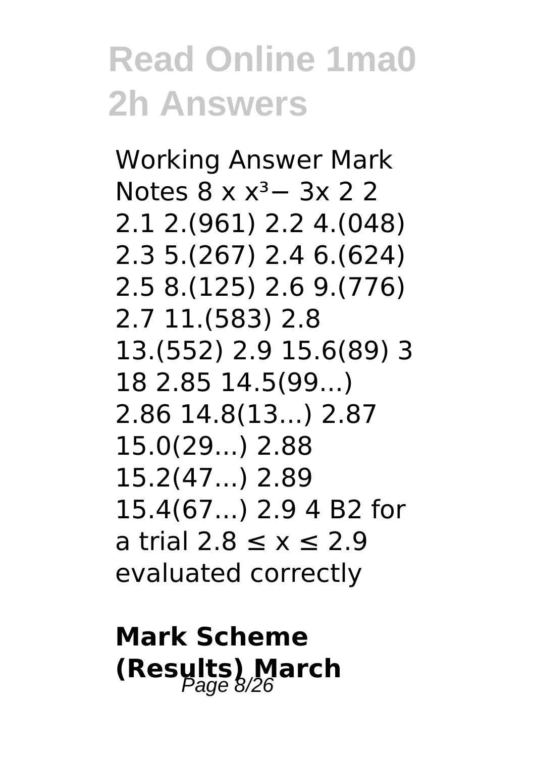# Read Online 1ma0 2h Answers

Working Answer Mark Notes 8 x $x^3 - 3x$ 2 2 2.1 2.(961) 2.2 4.(048) 2.3 5.(267) 2.4 6.(624) 2.5 8.(125) 2.6 9.(776) 2.7 11.(583) 2.8 13.(552) 2.9 15.6(89) 3 18 2.85 14.5(99...) 2.86 14.8(13...) 2.87 15.0(29...) 2.88 15.2(47...) 2.89 15.4(67...) 2.9 4 B2 for a trial $2.8 \leq x \leq 2.9$ evaluated correctly

**Mark Scheme (Results) March**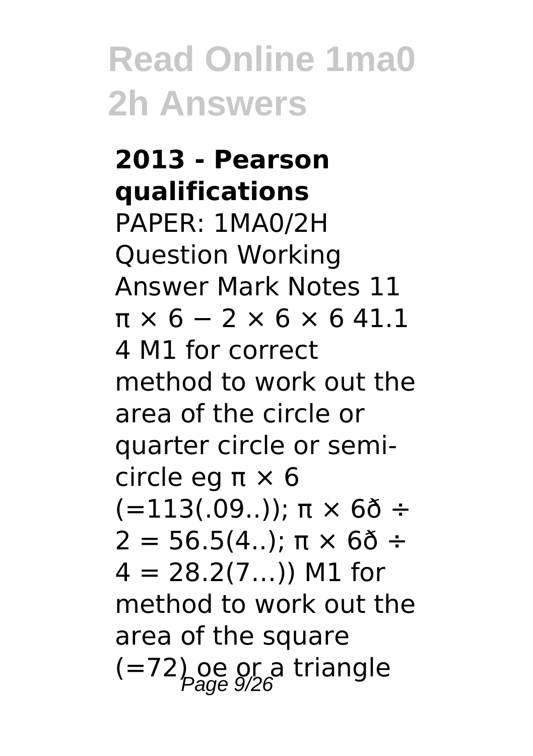**2013 - Pearson qualifications**

PAPER: 1MA0/2H Question Working Answer Mark Notes 11 $\pi \times 6 - 2 \times 6 \times 6$ 41.1 4 M1 for correct method to work out the area of the circle or quarter circle or semi-circle eg $\pi \times 6$ (=113(.09..)); $\pi \times 6$ð ÷ 2 = 56.5(4..); $\pi \times 6$ð ÷ 4 = 28.2(7…)) M1 for method to work out the area of the square (=72) oe or a triangle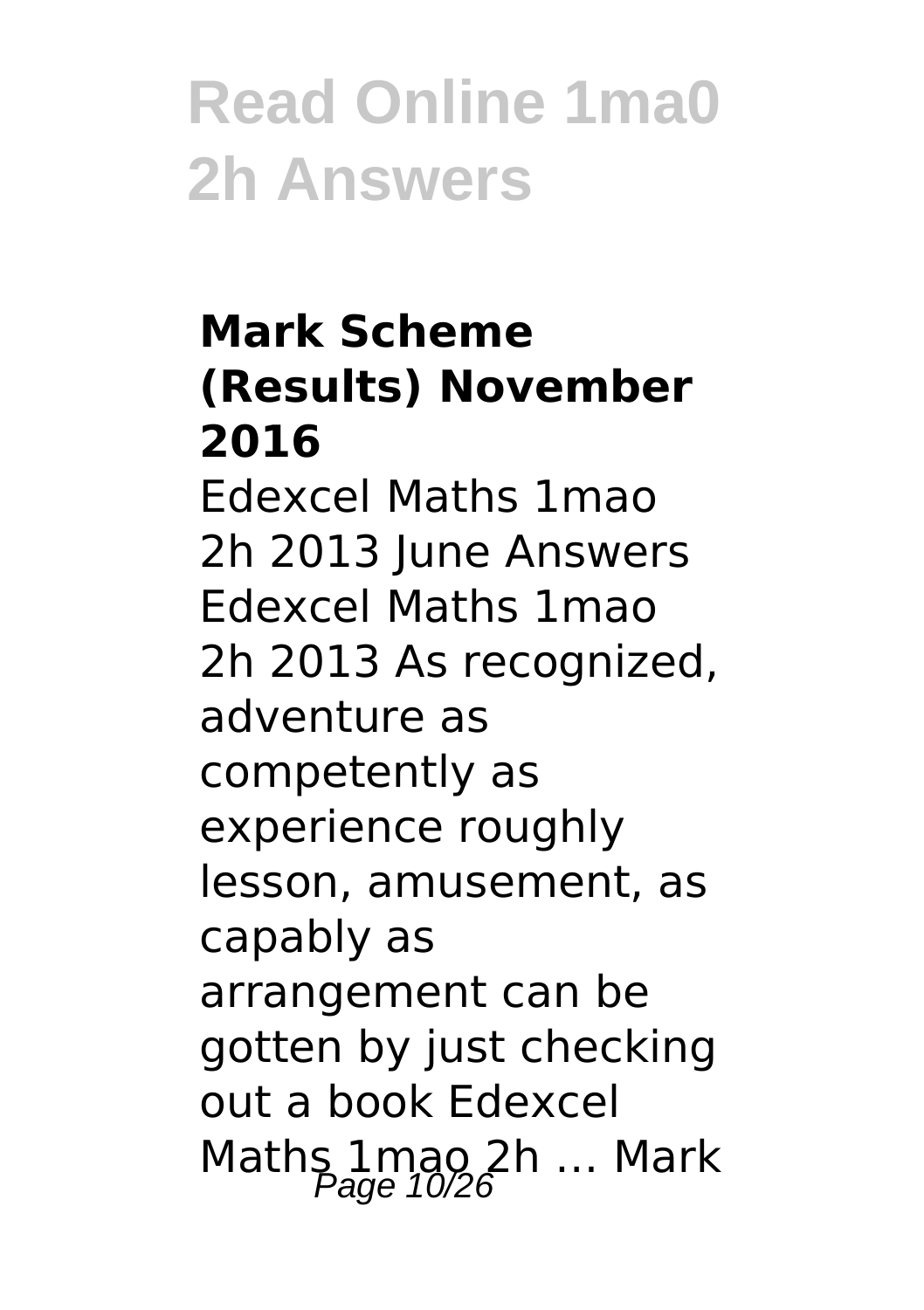## Mark Scheme (Results) November 2016

Edexcel Maths 1mao 2h 2013 June Answers Edexcel Maths 1mao 2h 2013 As recognized, adventure as competently as experience roughly lesson, amusement, as capably as arrangement can be gotten by just checking out a book Edexcel Maths 1mao 2h ... Mark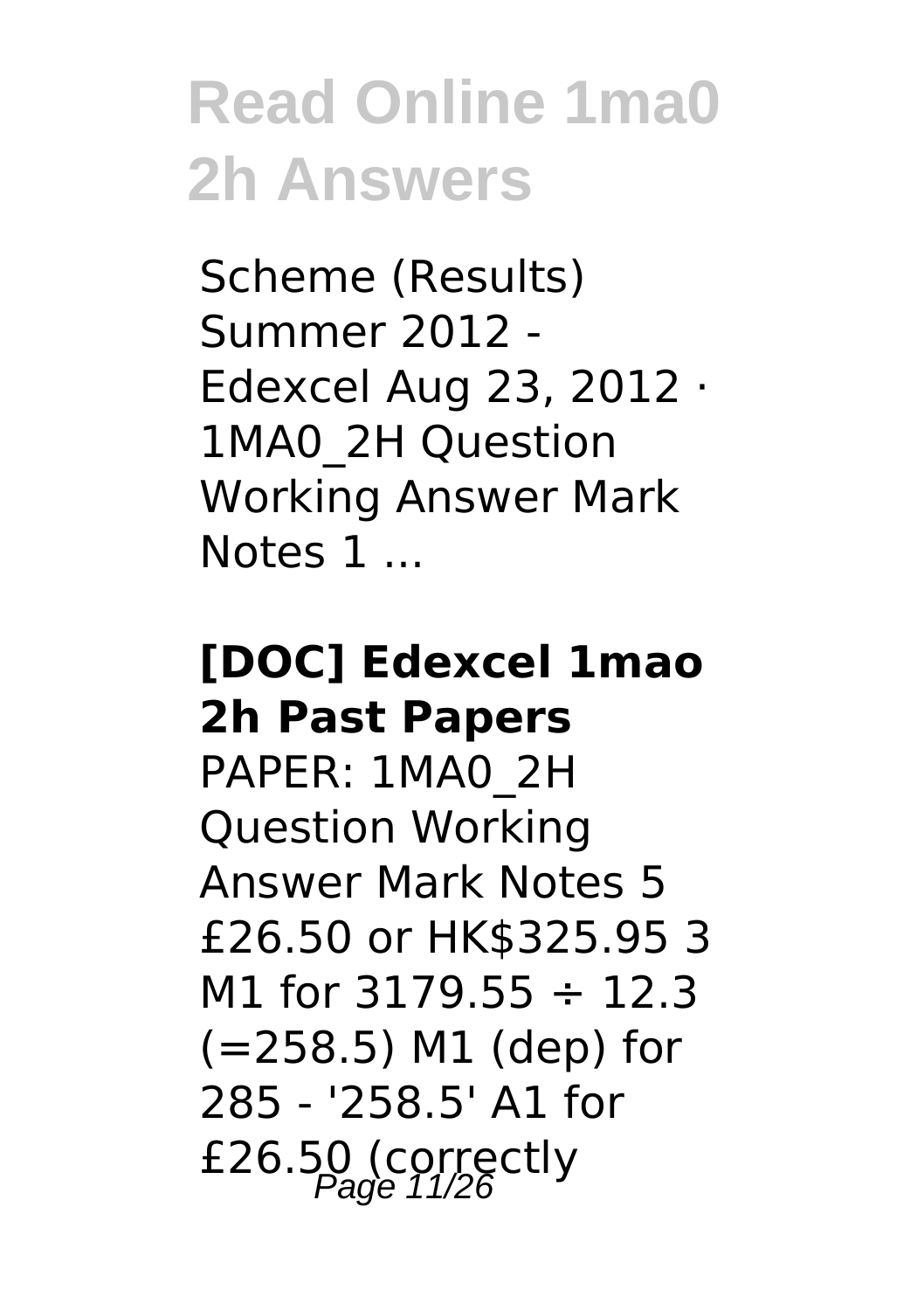Scheme (Results) Summer 2012 - Edexcel Aug 23, 2012 · 1MA0_2H Question Working Answer Mark Notes 1 ...

**[DOC] Edexcel 1mao 2h Past Papers**

PAPER: 1MA0_2H Question Working Answer Mark Notes 5 £26.50 or HK$325.95 3 M1 for 3179.55 ÷ 12.3 (=258.5) M1 (dep) for 285 - '258.5' A1 for £26.50 (correctly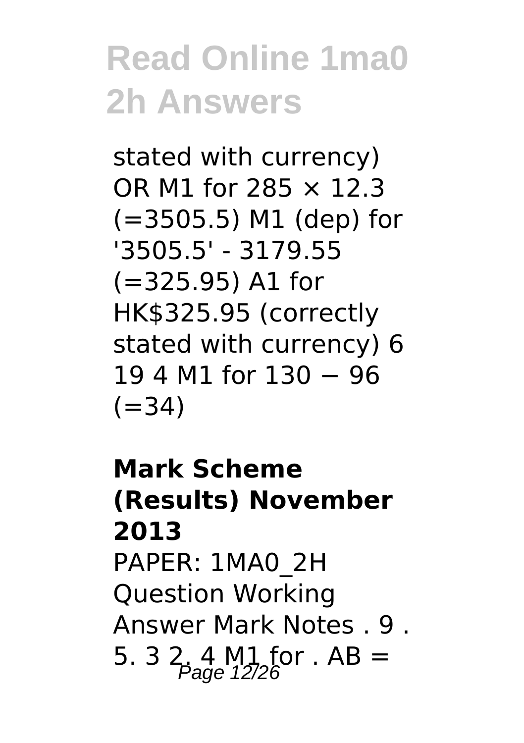stated with currency) OR M1 for $285 \times 12.3$ (=3505.5) M1 (dep) for '3505.5' - 3179.55 (=325.95) A1 for HK$325.95 (correctly stated with currency) 6 19 4 M1 for $130 - 96$ (=34)

**Mark Scheme (Results) November 2013**

PAPER: 1MA0_2H Question Working Answer Mark Notes . 9 . 5. 3 2. 4 M1 for . AB =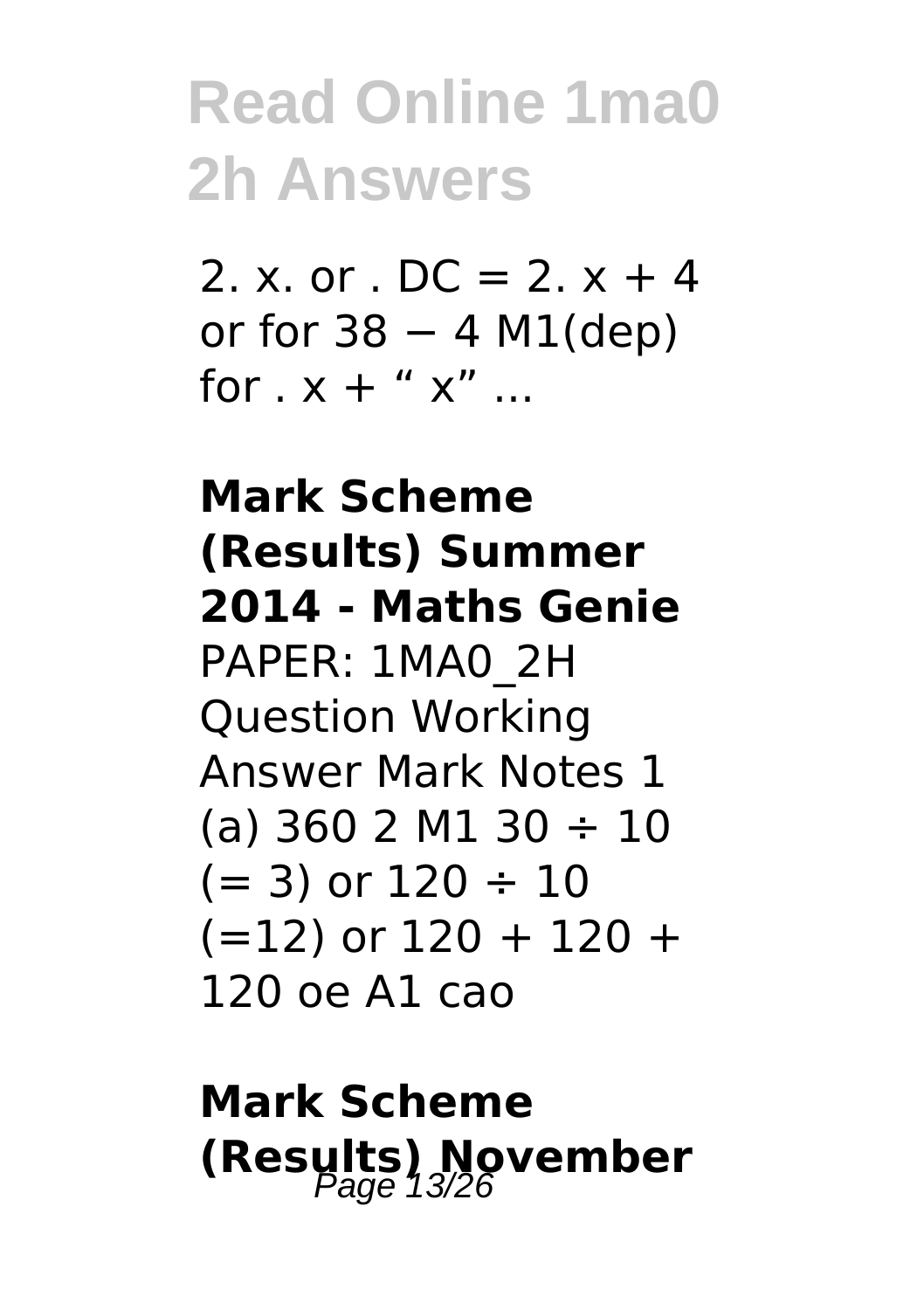2. x. or . DC = 2. x + 4 or for 38 − 4 M1(dep) for . x + " x" ...

**Mark Scheme (Results) Summer 2014 - Maths Genie**

PAPER: 1MA0_2H Question Working Answer Mark Notes 1 (a) 360 2 M1 30 ÷ 10 (= 3) or 120 ÷ 10 (=12) or 120 + 120 + 120 oe A1 cao

**Mark Scheme (Results) November**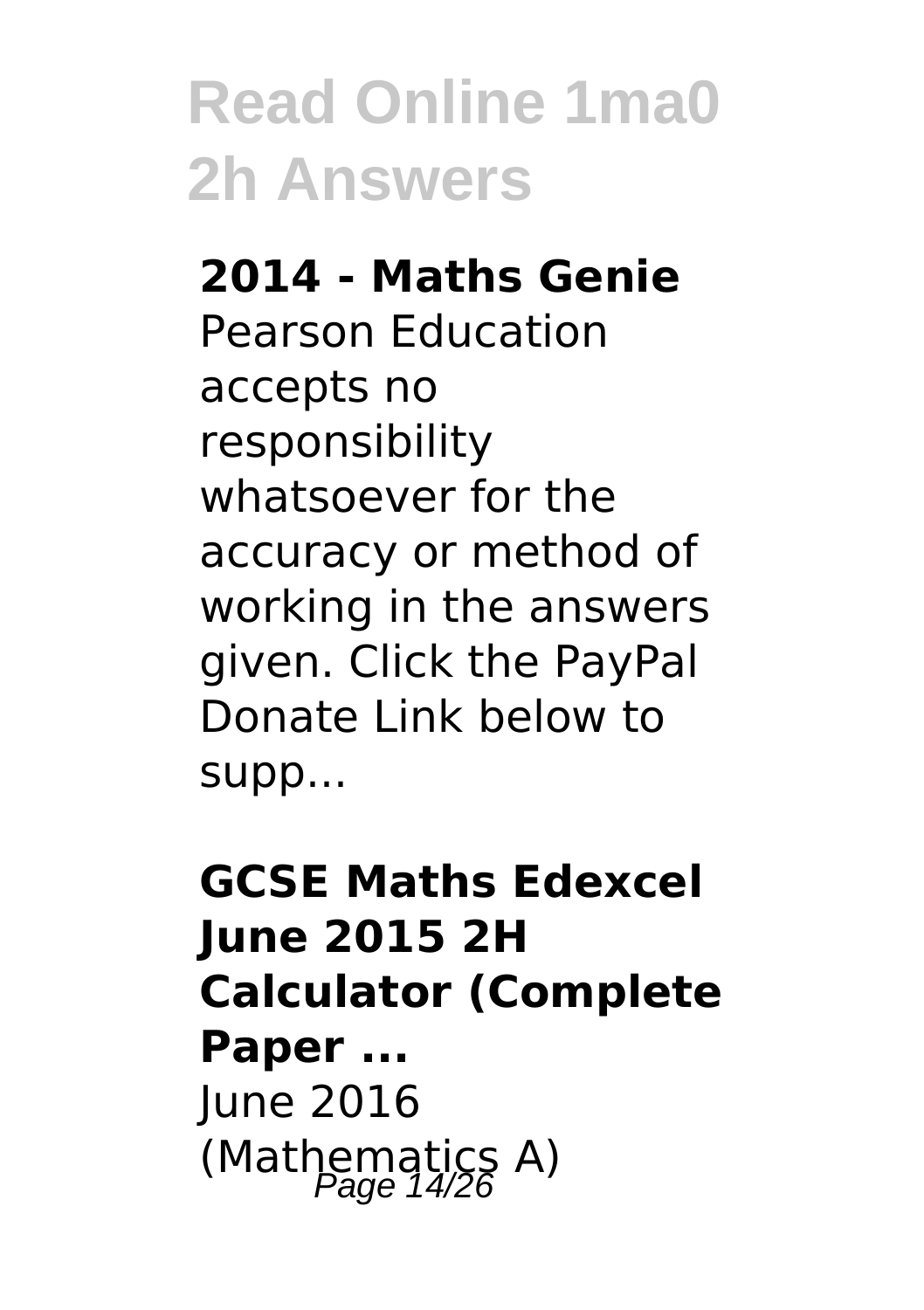**2014 - Maths Genie**

Pearson Education accepts no responsibility whatsoever for the accuracy or method of working in the answers given. Click the PayPal Donate Link below to supp...

**GCSE Maths Edexcel June 2015 2H Calculator (Complete Paper ...**

June 2016 (Mathematics A)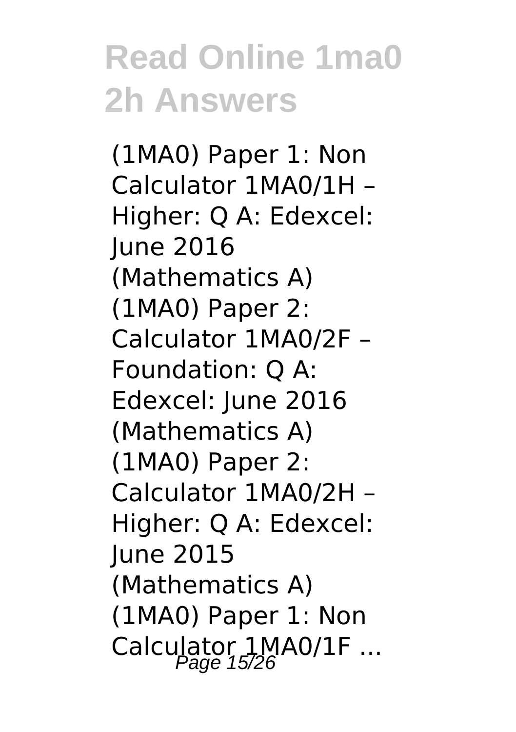# Read Online 1ma0 2h Answers

(1MA0) Paper 1: Non Calculator 1MA0/1H – Higher: Q A: Edexcel: June 2016 (Mathematics A) (1MA0) Paper 2: Calculator 1MA0/2F – Foundation: Q A: Edexcel: June 2016 (Mathematics A) (1MA0) Paper 2: Calculator 1MA0/2H – Higher: Q A: Edexcel: June 2015 (Mathematics A) (1MA0) Paper 1: Non Calculator 1MA0/1F ...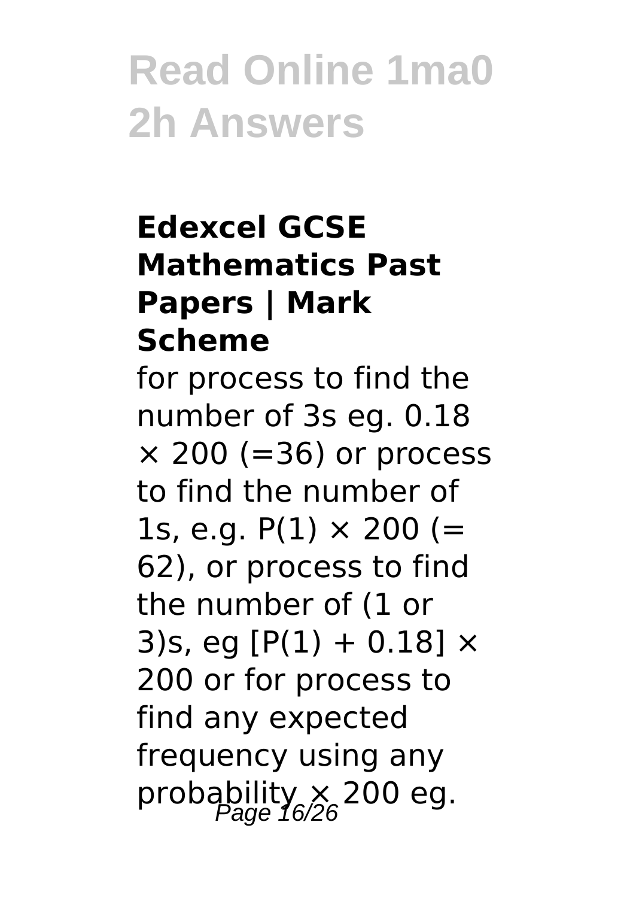# Read Online 1ma0 2h Answers

### Edexcel GCSE Mathematics Past Papers | Mark Scheme

for process to find the number of 3s eg. $0.18 \times 200$ (=36) or process to find the number of 1s, e.g. $P(1) \times 200$ (= 62), or process to find the number of (1 or 3)s, eg $[P(1) + 0.18] \times 200$ or for process to find any expected frequency using any probability $\times$ 200 eg.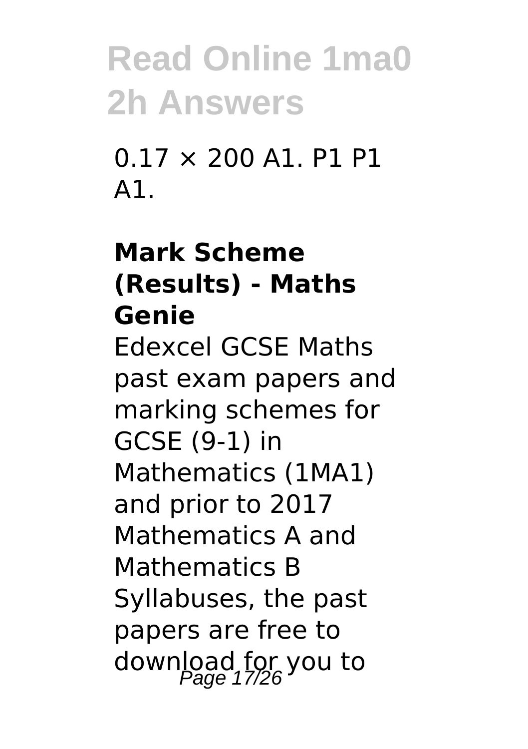0.17 × 200 A1. P1 P1 A1.

**Mark Scheme (Results) - Maths Genie**

Edexcel GCSE Maths past exam papers and marking schemes for GCSE (9-1) in Mathematics (1MA1) and prior to 2017 Mathematics A and Mathematics B Syllabuses, the past papers are free to download for you to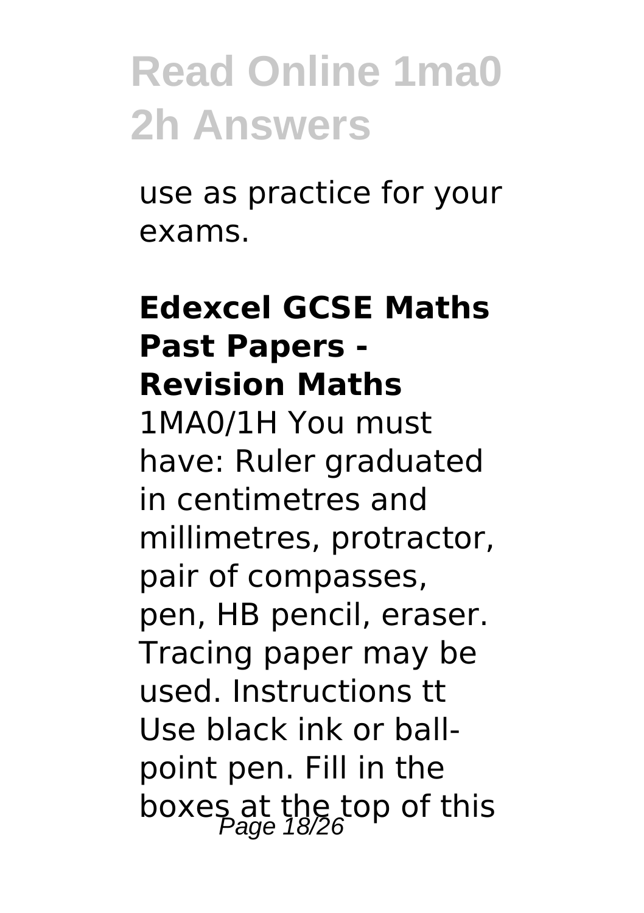use as practice for your exams.

**Edexcel GCSE Maths Past Papers - Revision Maths**

1MA0/1H You must have: Ruler graduated in centimetres and millimetres, protractor, pair of compasses, pen, HB pencil, eraser. Tracing paper may be used. Instructions tt Use black ink or ball-point pen. Fill in the boxes at the top of this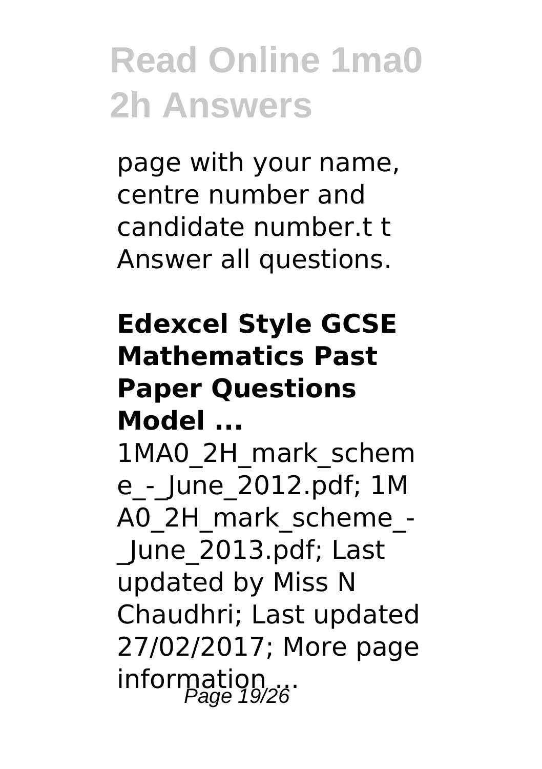page with your name, centre number and candidate number.t t Answer all questions.

### Edexcel Style GCSE Mathematics Past Paper Questions Model ...

1MA0_2H_mark_scheme_-_June_2012.pdf; 1MA0_2H_mark_scheme_-_June_2013.pdf; Last updated by Miss N Chaudhri; Last updated 27/02/2017; More page information ...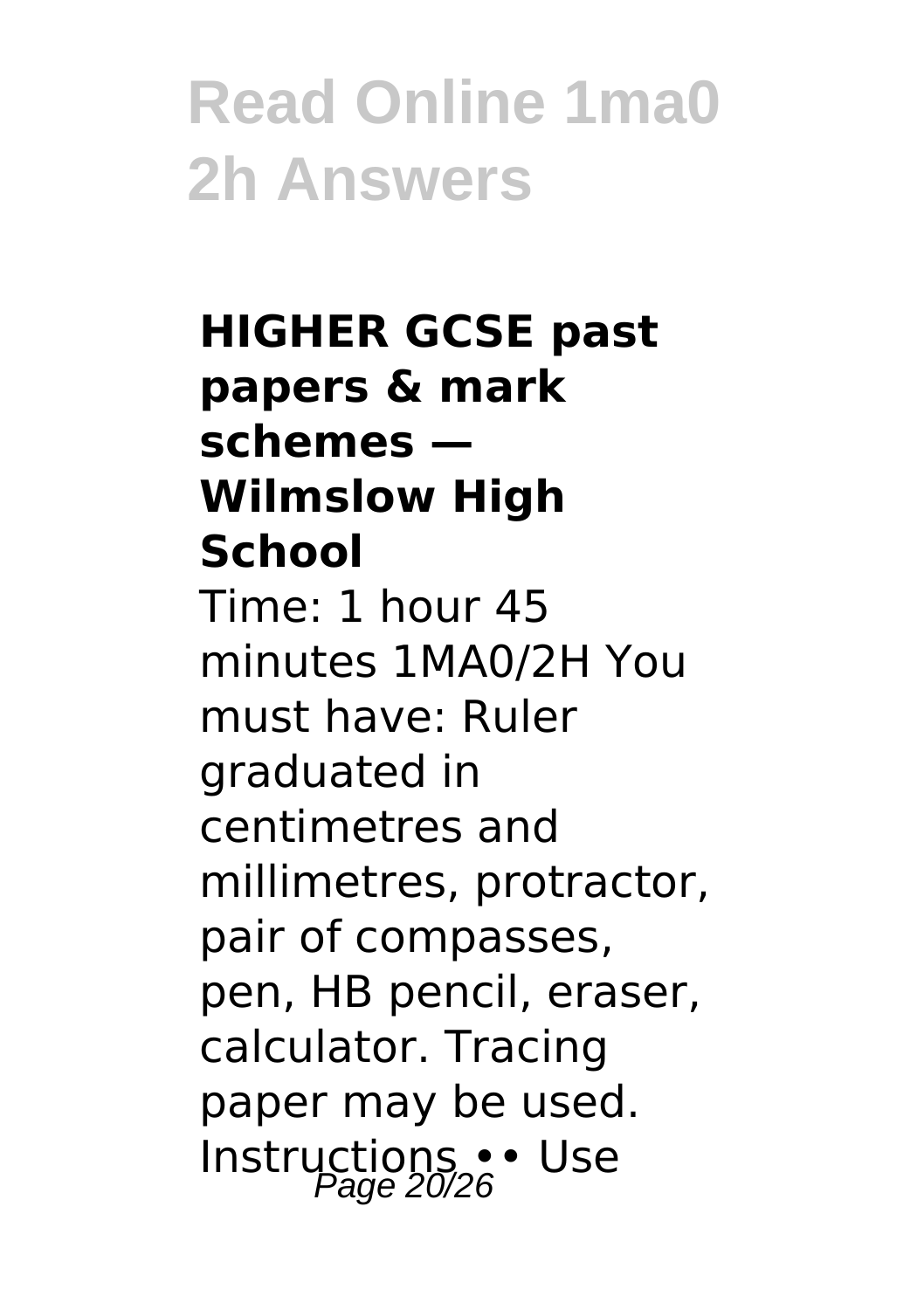**HIGHER GCSE past papers & mark schemes — Wilmslow High School**

Time: 1 hour 45 minutes 1MA0/2H You must have: Ruler graduated in centimetres and millimetres, protractor, pair of compasses, pen, HB pencil, eraser, calculator. Tracing paper may be used. Instructions •• Use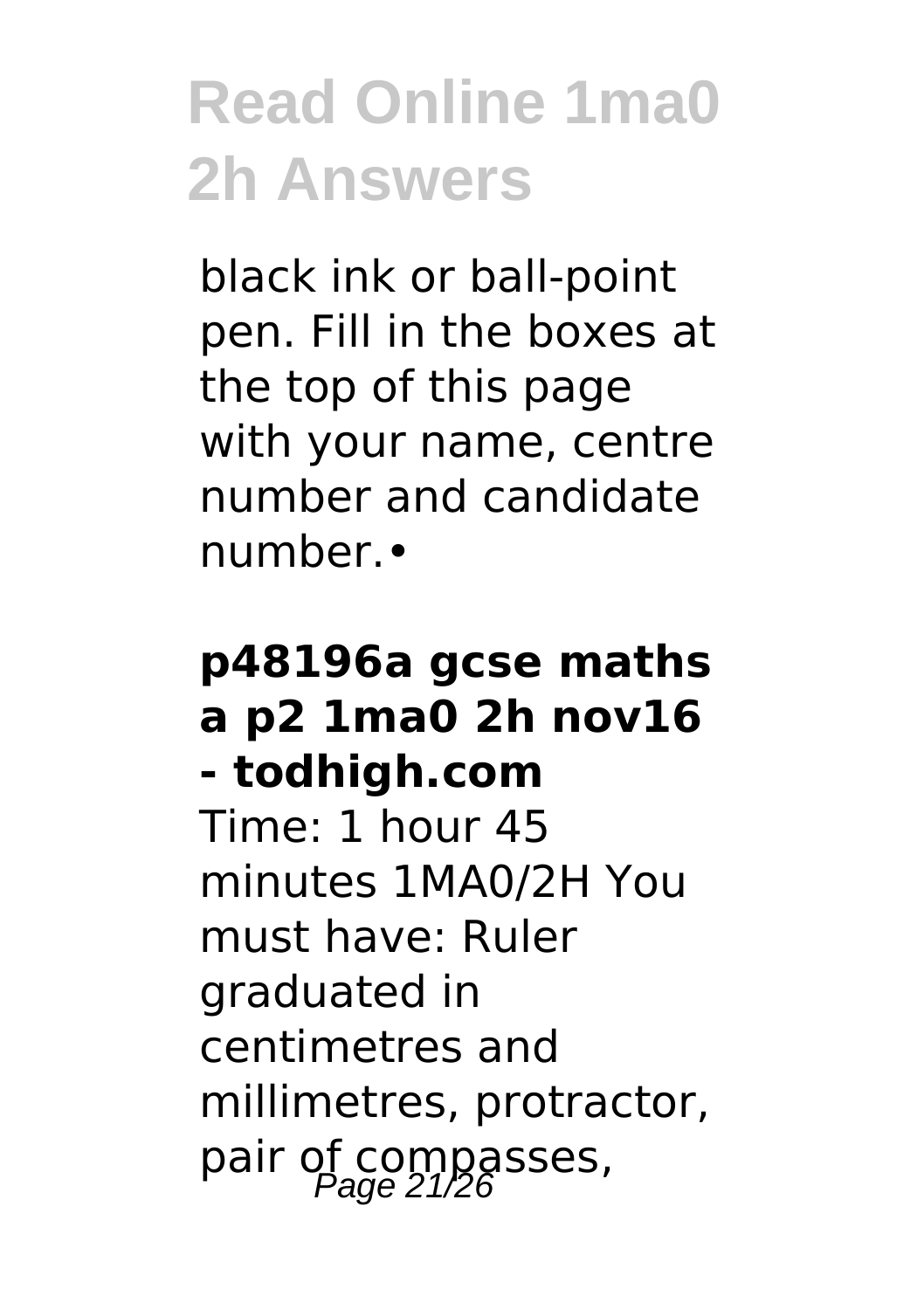black ink or ball-point pen. Fill in the boxes at the top of this page with your name, centre number and candidate number.•

**p48196a gcse maths a p2 1ma0 2h nov16 - todhigh.com**

Time: 1 hour 45 minutes 1MA0/2H You must have: Ruler graduated in centimetres and millimetres, protractor, pair of compasses,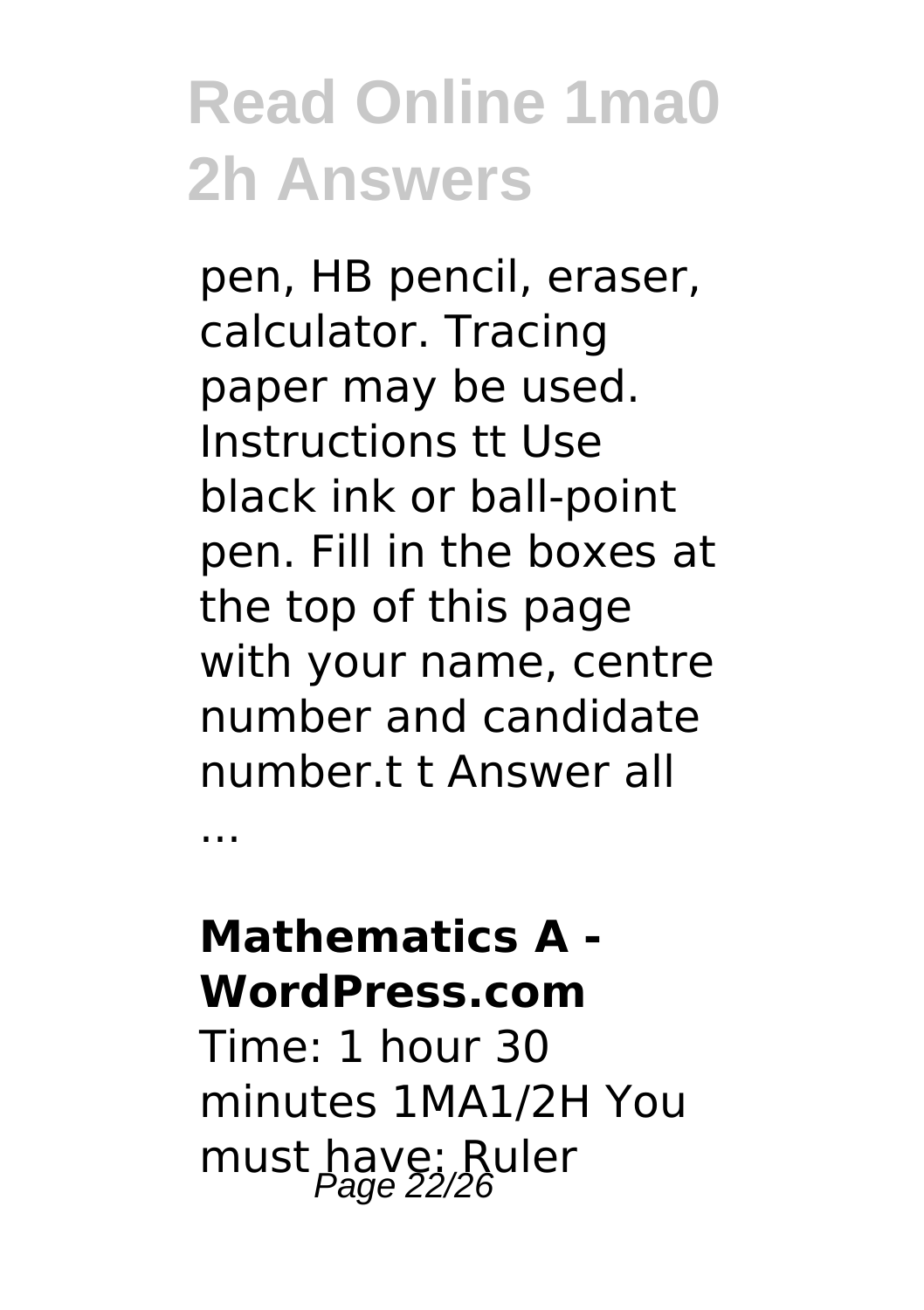pen, HB pencil, eraser, calculator. Tracing paper may be used. Instructions tt Use black ink or ball-point pen. Fill in the boxes at the top of this page with your name, centre number and candidate number.t t Answer all

...

**Mathematics A - WordPress.com**

Time: 1 hour 30 minutes 1MA1/2H You must have: Ruler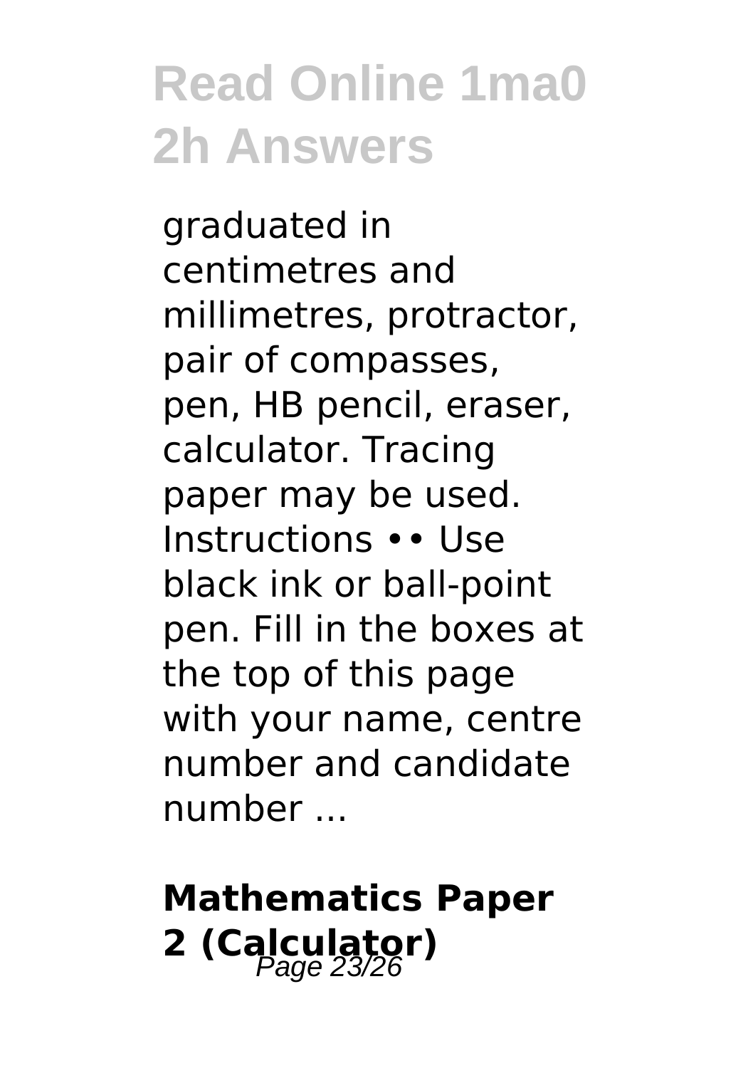graduated in centimetres and millimetres, protractor, pair of compasses, pen, HB pencil, eraser, calculator. Tracing paper may be used. Instructions •• Use black ink or ball-point pen. Fill in the boxes at the top of this page with your name, centre number and candidate number ...

## Mathematics Paper 2 (Calculator)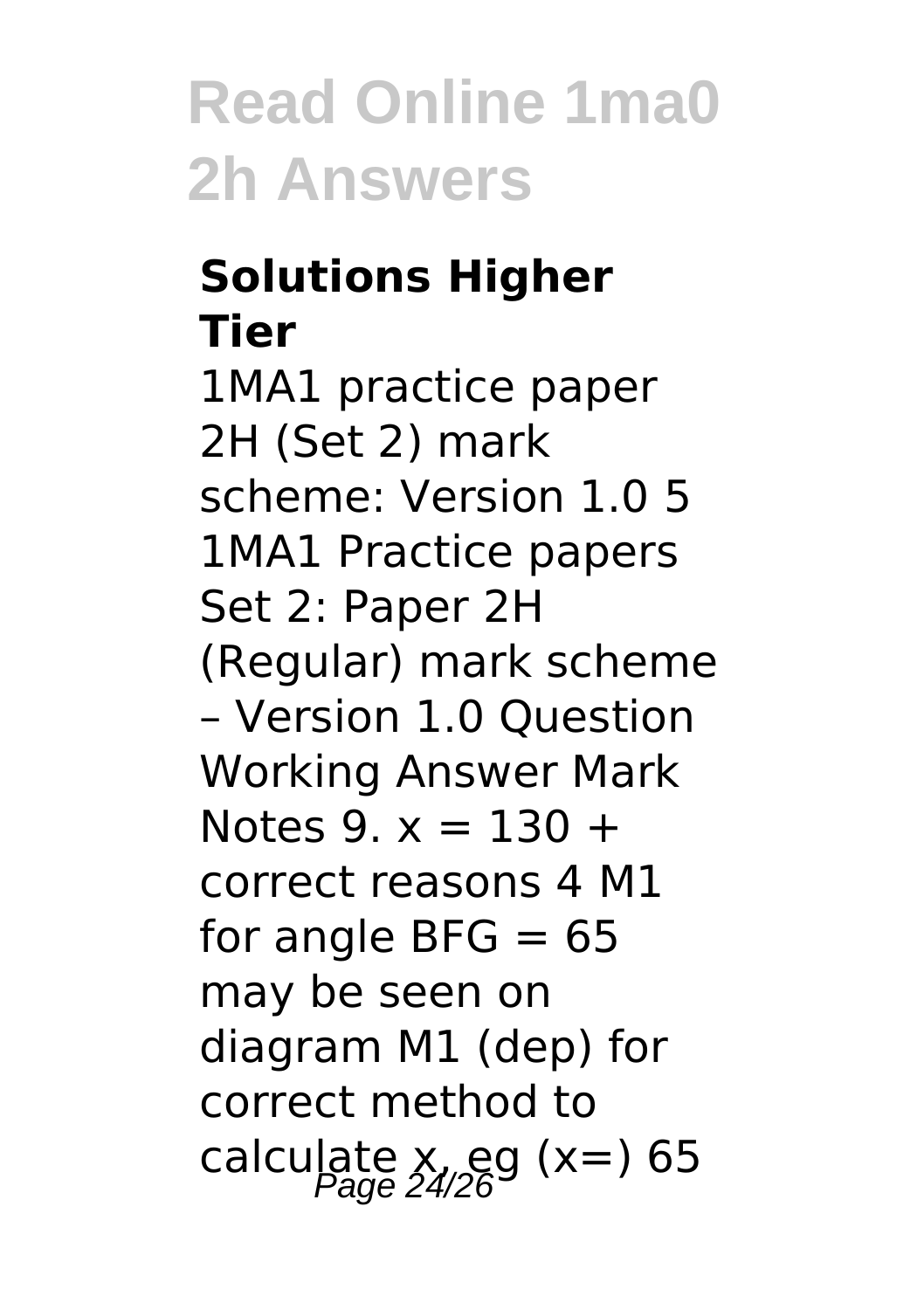# Read Online 1ma0 2h Answers

## Solutions Higher Tier

1MA1 practice paper 2H (Set 2) mark scheme: Version 1.0 5 1MA1 Practice papers Set 2: Paper 2H (Regular) mark scheme – Version 1.0 Question Working Answer Mark Notes 9. $x = 130$ + correct reasons 4 M1 for angle $BFG = 65$ may be seen on diagram M1 (dep) for correct method to calculate $x$, eg $(x=)$ 65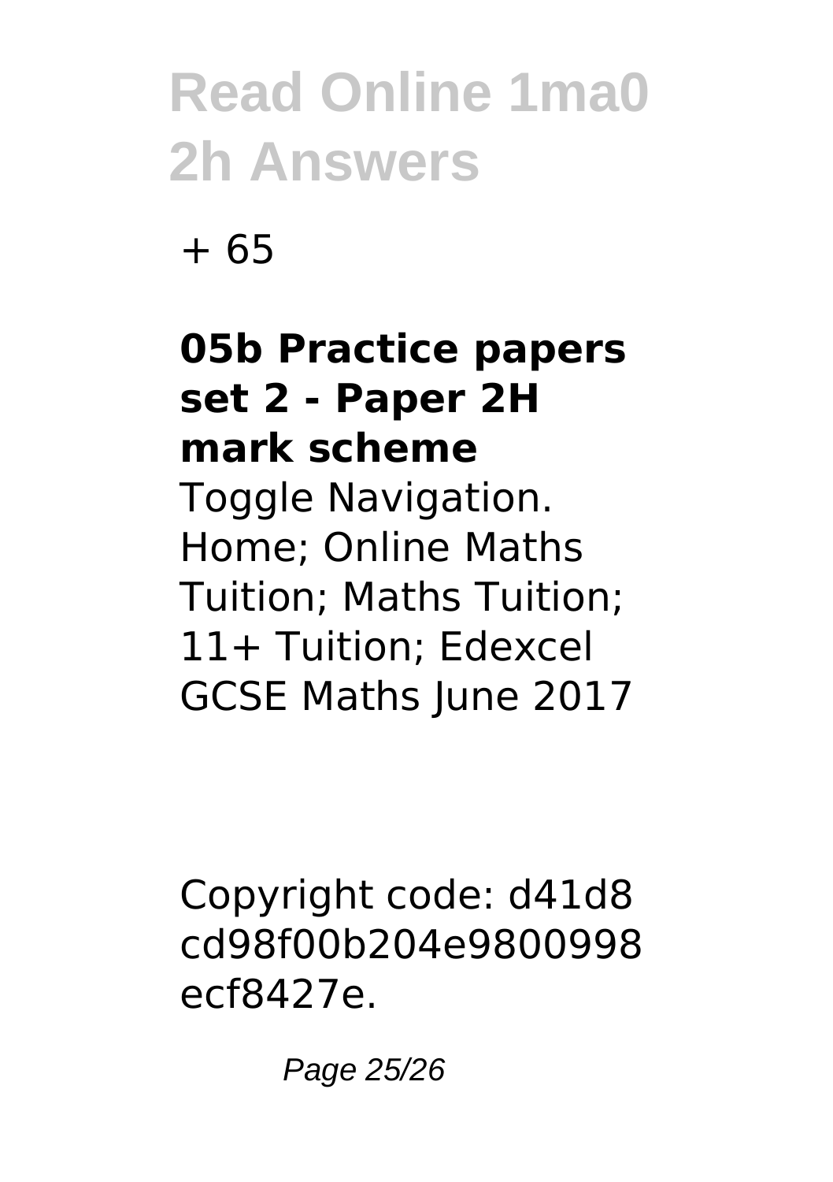+ 65

**05b Practice papers set 2 - Paper 2H mark scheme**

Toggle Navigation. Home; Online Maths Tuition; Maths Tuition; 11+ Tuition; Edexcel GCSE Maths June 2017

Copyright code: d41d8cd98f00b204e9800998ecf8427e.